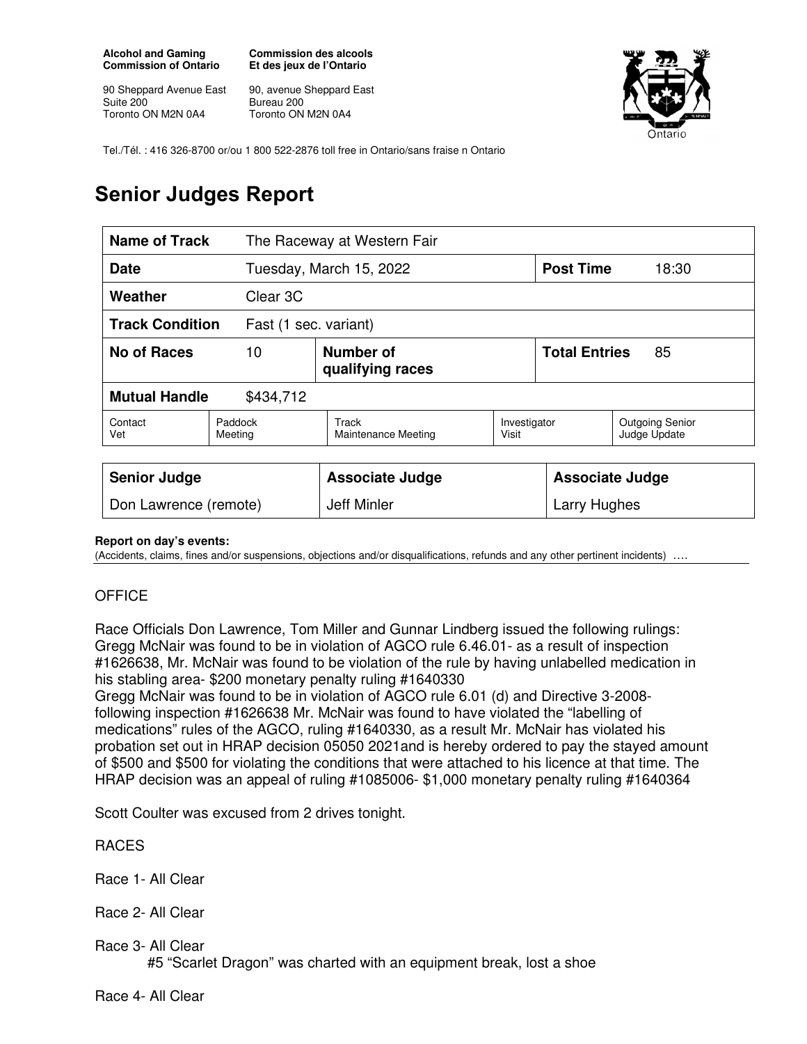**Alcohol and Gaming Commission of Ontario**

90 Sheppard Avenue East
Suite 200
Toronto ON M2N 0A4

**Commission des alcools Et des jeux de l'Ontario**

90, avenue Sheppard East
Bureau 200
Toronto ON M2N 0A4

Tel./Tél. : 416 326-8700 or/ou 1 800 522-2876 toll free in Ontario/sans fraise n Ontario

# Senior Judges Report

| **Name of Track** | The Raceway at Western Fair | | | |
|---|---|---|---|---|
| **Date** | Tuesday, March 15, 2022 | | **Post Time** | 18:30 |
| **Weather** | Clear 3C | | | |
| **Track Condition** | Fast (1 sec. variant) | | | |
| **No of Races** | 10 | **Number of qualifying races** | **Total Entries** | 85 |
| **Mutual Handle** | $434,712 | | | |

| Contact Vet | Paddock Meeting | Track Maintenance Meeting | Investigator Visit | Outgoing Senior Judge Update |
|---|---|---|---|---|

| **Senior Judge** | **Associate Judge** | **Associate Judge** |
|---|---|---|
| Don Lawrence (remote) | Jeff Minler | Larry Hughes |

**Report on day's events:**
(Accidents, claims, fines and/or suspensions, objections and/or disqualifications, refunds and any other pertinent incidents) ….

OFFICE

Race Officials Don Lawrence, Tom Miller and Gunnar Lindberg issued the following rulings:
Gregg McNair was found to be in violation of AGCO rule 6.46.01- as a result of inspection #1626638, Mr. McNair was found to be violation of the rule by having unlabelled medication in his stabling area- $200 monetary penalty ruling #1640330
Gregg McNair was found to be in violation of AGCO rule 6.01 (d) and Directive 3-2008- following inspection #1626638 Mr. McNair was found to have violated the "labelling of medications" rules of the AGCO, ruling #1640330, as a result Mr. McNair has violated his probation set out in HRAP decision 05050 2021and is hereby ordered to pay the stayed amount of $500 and $500 for violating the conditions that were attached to his licence at that time. The HRAP decision was an appeal of ruling #1085006- $1,000 monetary penalty ruling #1640364

Scott Coulter was excused from 2 drives tonight.

RACES

Race 1- All Clear

Race 2- All Clear

Race 3- All Clear
#5 "Scarlet Dragon" was charted with an equipment break, lost a shoe

Race 4- All Clear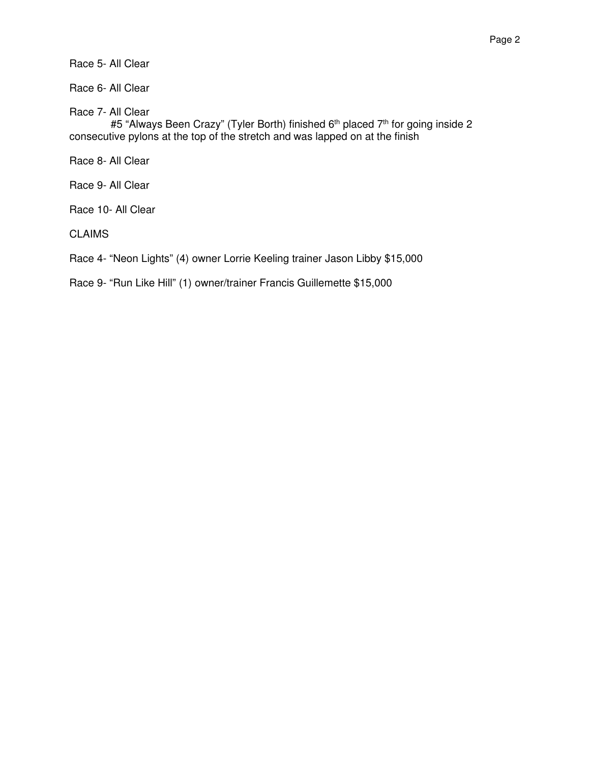Race 5- All Clear

Race 6- All Clear

Race 7- All Clear

#5 "Always Been Crazy" (Tyler Borth) finished 6th placed 7th for going inside 2 consecutive pylons at the top of the stretch and was lapped on at the finish

Race 8- All Clear

Race 9- All Clear

Race 10- All Clear

CLAIMS

Race 4- "Neon Lights" (4) owner Lorrie Keeling trainer Jason Libby $15,000

Race 9- "Run Like Hill" (1) owner/trainer Francis Guillemette $15,000